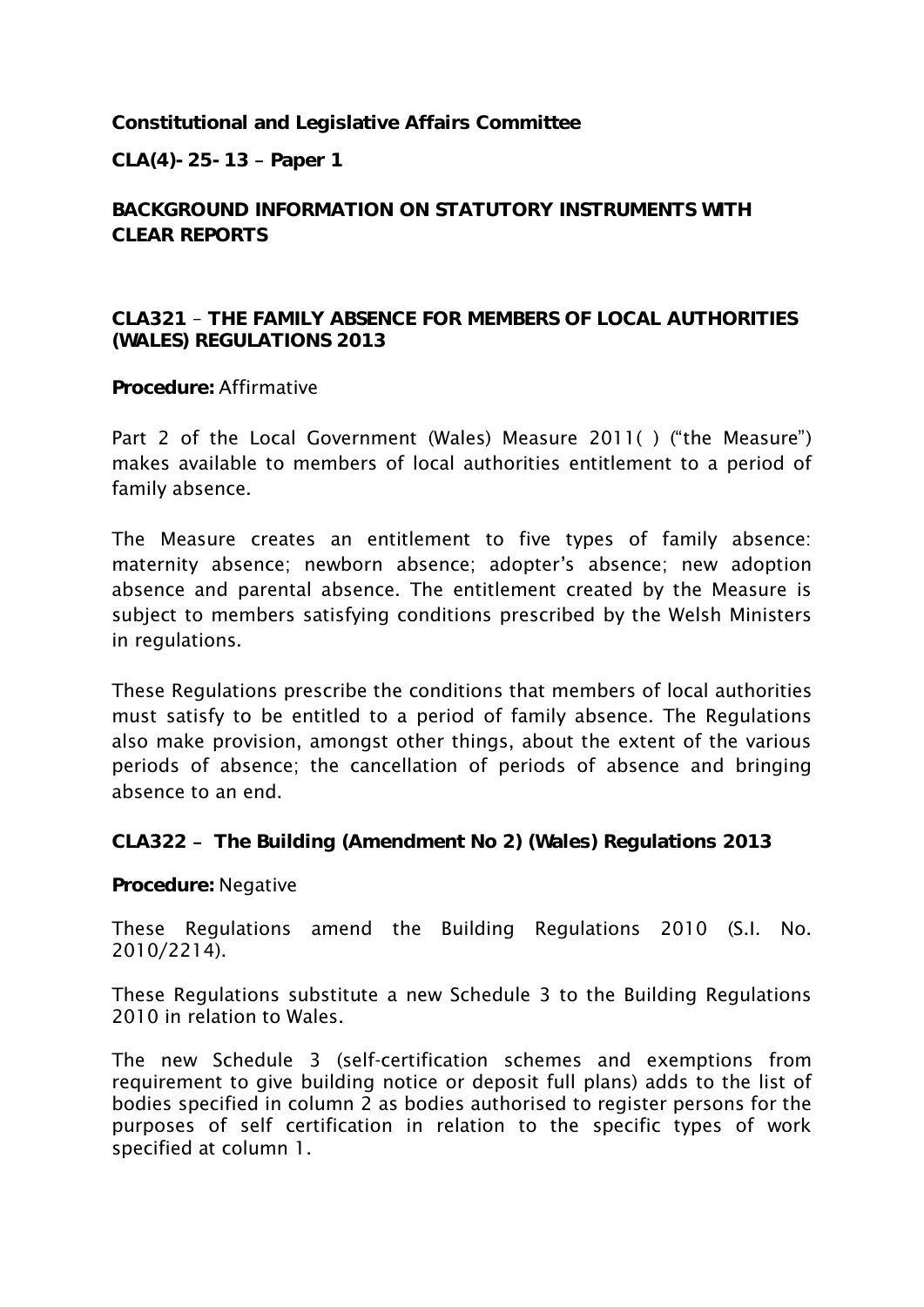**Constitutional and Legislative Affairs Committee**

**CLA(4)-25-13 – Paper 1**

## BACKGROUND INFORMATION ON STATUTORY INSTRUMENTS WITH CLEAR REPORTS

### CLA321 – THE FAMILY ABSENCE FOR MEMBERS OF LOCAL AUTHORITIES (WALES) REGULATIONS 2013

**Procedure:** Affirmative

Part 2 of the Local Government (Wales) Measure 2011( ) ("the Measure") makes available to members of local authorities entitlement to a period of family absence.

The Measure creates an entitlement to five types of family absence: maternity absence; newborn absence; adopter's absence; new adoption absence and parental absence. The entitlement created by the Measure is subject to members satisfying conditions prescribed by the Welsh Ministers in regulations.

These Regulations prescribe the conditions that members of local authorities must satisfy to be entitled to a period of family absence. The Regulations also make provision, amongst other things, about the extent of the various periods of absence; the cancellation of periods of absence and bringing absence to an end.

### CLA322 – The Building (Amendment No 2) (Wales) Regulations 2013

**Procedure:** Negative

These Regulations amend the Building Regulations 2010 (S.I. No. 2010/2214).

These Regulations substitute a new Schedule 3 to the Building Regulations 2010 in relation to Wales.

The new Schedule 3 (self-certification schemes and exemptions from requirement to give building notice or deposit full plans) adds to the list of bodies specified in column 2 as bodies authorised to register persons for the purposes of self certification in relation to the specific types of work specified at column 1.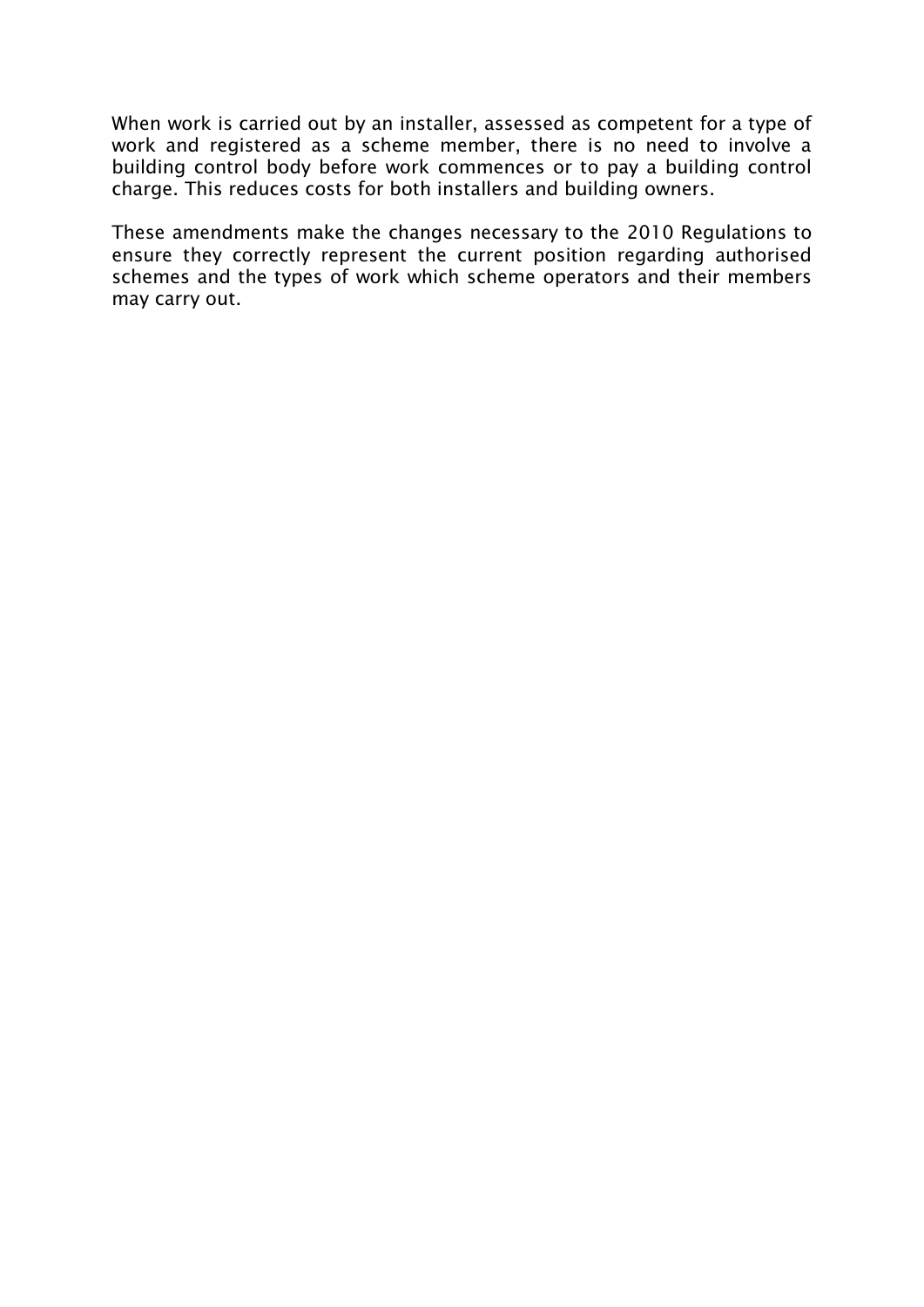When work is carried out by an installer, assessed as competent for a type of work and registered as a scheme member, there is no need to involve a building control body before work commences or to pay a building control charge. This reduces costs for both installers and building owners.

These amendments make the changes necessary to the 2010 Regulations to ensure they correctly represent the current position regarding authorised schemes and the types of work which scheme operators and their members may carry out.